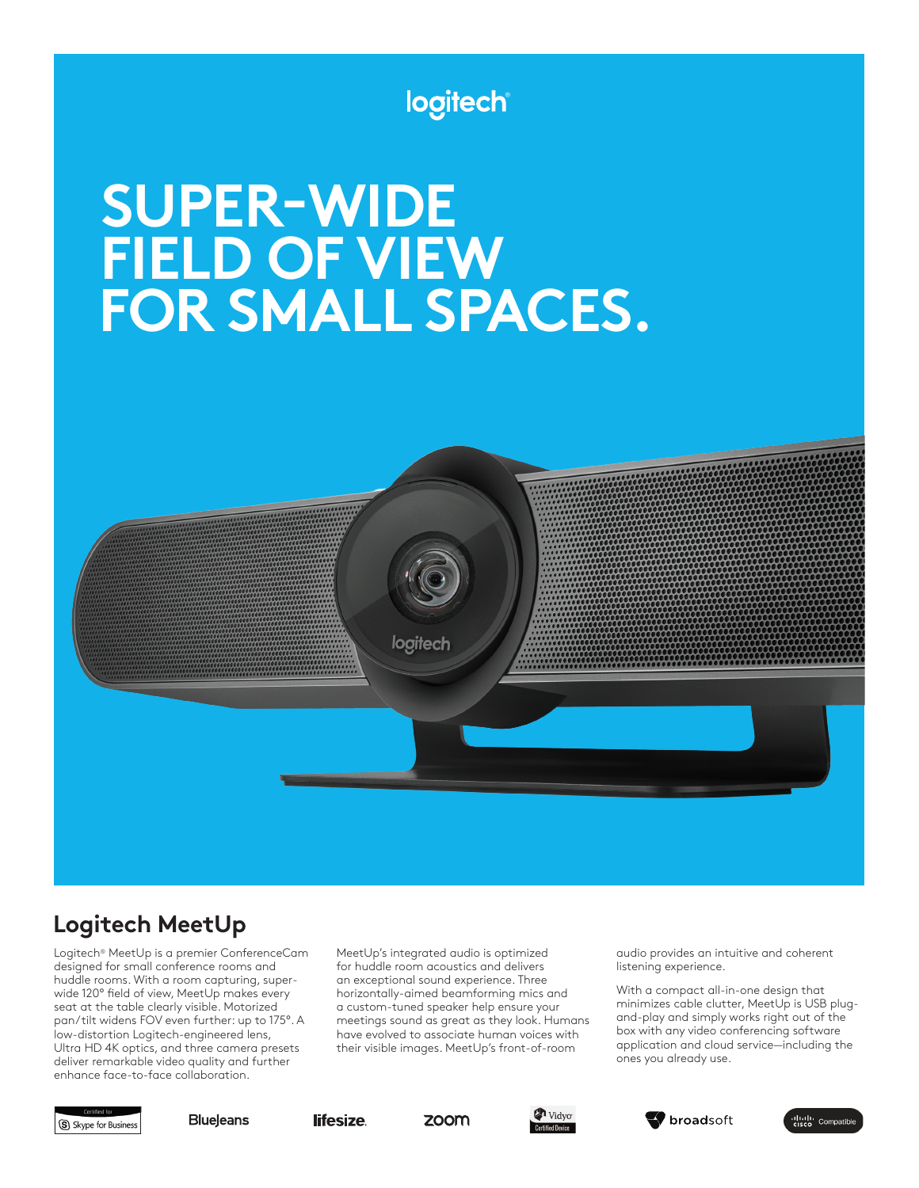logitech

# SUPER-WIDE FIELD OF VIEW FOR SMALL SPACES.

## Logitech MeetUp

Logitech® MeetUp is a premier ConferenceCam designed for small conference rooms and huddle rooms. With a room capturing, super-wide 120° field of view, MeetUp makes every seat at the table clearly visible. Motorized pan/tilt widens FOV even further: up to 175°. A low-distortion Logitech-engineered lens, Ultra HD 4K optics, and three camera presets deliver remarkable video quality and further enhance face-to-face collaboration.

MeetUp's integrated audio is optimized for huddle room acoustics and delivers an exceptional sound experience. Three horizontally-aimed beamforming mics and a custom-tuned speaker help ensure your meetings sound as great as they look. Humans have evolved to associate human voices with their visible images. MeetUp's front-of-room audio provides an intuitive and coherent listening experience.

With a compact all-in-one design that minimizes cable clutter, MeetUp is USB plug-and-play and simply works right out of the box with any video conferencing software application and cloud service—including the ones you already use.

Certified for Skype for Business | BlueJeans | lifesize | zoom | Vidyo Certified Device | broadsoft | Cisco Compatible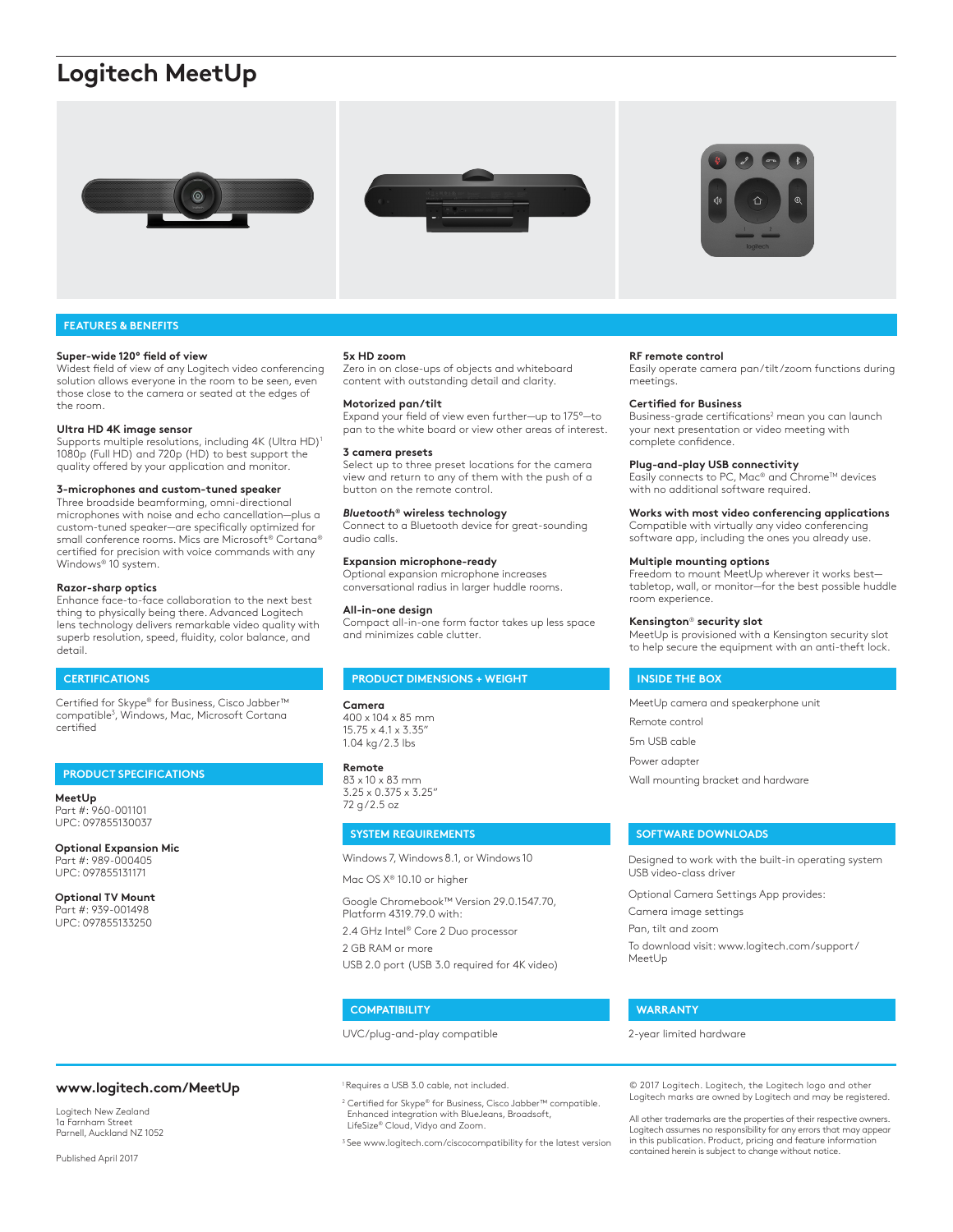# Logitech MeetUp

## FEATURES & BENEFITS

**Super-wide 120° field of view**
Widest field of view of any Logitech video conferencing solution allows everyone in the room to be seen, even those close to the camera or seated at the edges of the room.

**Ultra HD 4K image sensor**
Supports multiple resolutions, including 4K (Ultra HD)[1] 1080p (Full HD) and 720p (HD) to best support the quality offered by your application and monitor.

**3-microphones and custom-tuned speaker**
Three broadside beamforming, omni-directional microphones with noise and echo cancellation—plus a custom-tuned speaker—are specifically optimized for small conference rooms. Mics are Microsoft® Cortana® certified for precision with voice commands with any Windows® 10 system.

**Razor-sharp optics**
Enhance face-to-face collaboration to the next best thing to physically being there. Advanced Logitech lens technology delivers remarkable video quality with superb resolution, speed, fluidity, color balance, and detail.

**5x HD zoom**
Zero in on close-ups of objects and whiteboard content with outstanding detail and clarity.

**Motorized pan/tilt**
Expand your field of view even further—up to 175°—to pan to the white board or view other areas of interest.

**3 camera presets**
Select up to three preset locations for the camera view and return to any of them with the push of a button on the remote control.

***Bluetooth*® wireless technology**
Connect to a Bluetooth device for great-sounding audio calls.

**Expansion microphone-ready**
Optional expansion microphone increases conversational radius in larger huddle rooms.

**All-in-one design**
Compact all-in-one form factor takes up less space and minimizes cable clutter.

**RF remote control**
Easily operate camera pan/tilt/zoom functions during meetings.

**Certified for Business**
Business-grade certifications[2] mean you can launch your next presentation or video meeting with complete confidence.

**Plug-and-play USB connectivity**
Easily connects to PC, Mac® and Chrome™ devices with no additional software required.

**Works with most video conferencing applications**
Compatible with virtually any video conferencing software app, including the ones you already use.

**Multiple mounting options**
Freedom to mount MeetUp wherever it works best—tabletop, wall, or monitor—for the best possible huddle room experience.

**Kensington® security slot**
MeetUp is provisioned with a Kensington security slot to help secure the equipment with an anti-theft lock.

## CERTIFICATIONS

Certified for Skype® for Business, Cisco Jabber™ compatible[3], Windows, Mac, Microsoft Cortana certified

## PRODUCT SPECIFICATIONS

**MeetUp**
Part #: 960-001101
UPC: 097855130037

**Optional Expansion Mic**
Part #: 989-000405
UPC: 097855131171

**Optional TV Mount**
Part #: 939-001498
UPC: 097855133250

## PRODUCT DIMENSIONS + WEIGHT

**Camera**
400 x 104 x 85 mm
15.75 x 4.1 x 3.35"
1.04 kg/2.3 lbs

**Remote**
83 x 10 x 83 mm
3.25 x 0.375 x 3.25"
72 g/2.5 oz

## INSIDE THE BOX

MeetUp camera and speakerphone unit

Remote control

5m USB cable

Power adapter

Wall mounting bracket and hardware

## SYSTEM REQUIREMENTS

Windows 7, Windows 8.1, or Windows 10

Mac OS X® 10.10 or higher

Google Chromebook™ Version 29.0.1547.70, Platform 4319.79.0 with:

2.4 GHz Intel® Core 2 Duo processor

2 GB RAM or more

USB 2.0 port (USB 3.0 required for 4K video)

## SOFTWARE DOWNLOADS

Designed to work with the built-in operating system USB video-class driver

Optional Camera Settings App provides:

Camera image settings

Pan, tilt and zoom

To download visit: www.logitech.com/support/MeetUp

## COMPATIBILITY

UVC/plug-and-play compatible

## WARRANTY

2-year limited hardware

**www.logitech.com/MeetUp**

Logitech New Zealand
1a Farnham Street
Parnell, Auckland NZ 1052

Published April 2017

[1] Requires a USB 3.0 cable, not included.

[2] Certified for Skype® for Business, Cisco Jabber™ compatible. Enhanced integration with BlueJeans, Broadsoft, LifeSize® Cloud, Vidyo and Zoom.

[3] See www.logitech.com/ciscocompatibility for the latest version

© 2017 Logitech. Logitech, the Logitech logo and other Logitech marks are owned by Logitech and may be registered.

All other trademarks are the properties of their respective owners. Logitech assumes no responsibility for any errors that may appear in this publication. Product, pricing and feature information contained herein is subject to change without notice.